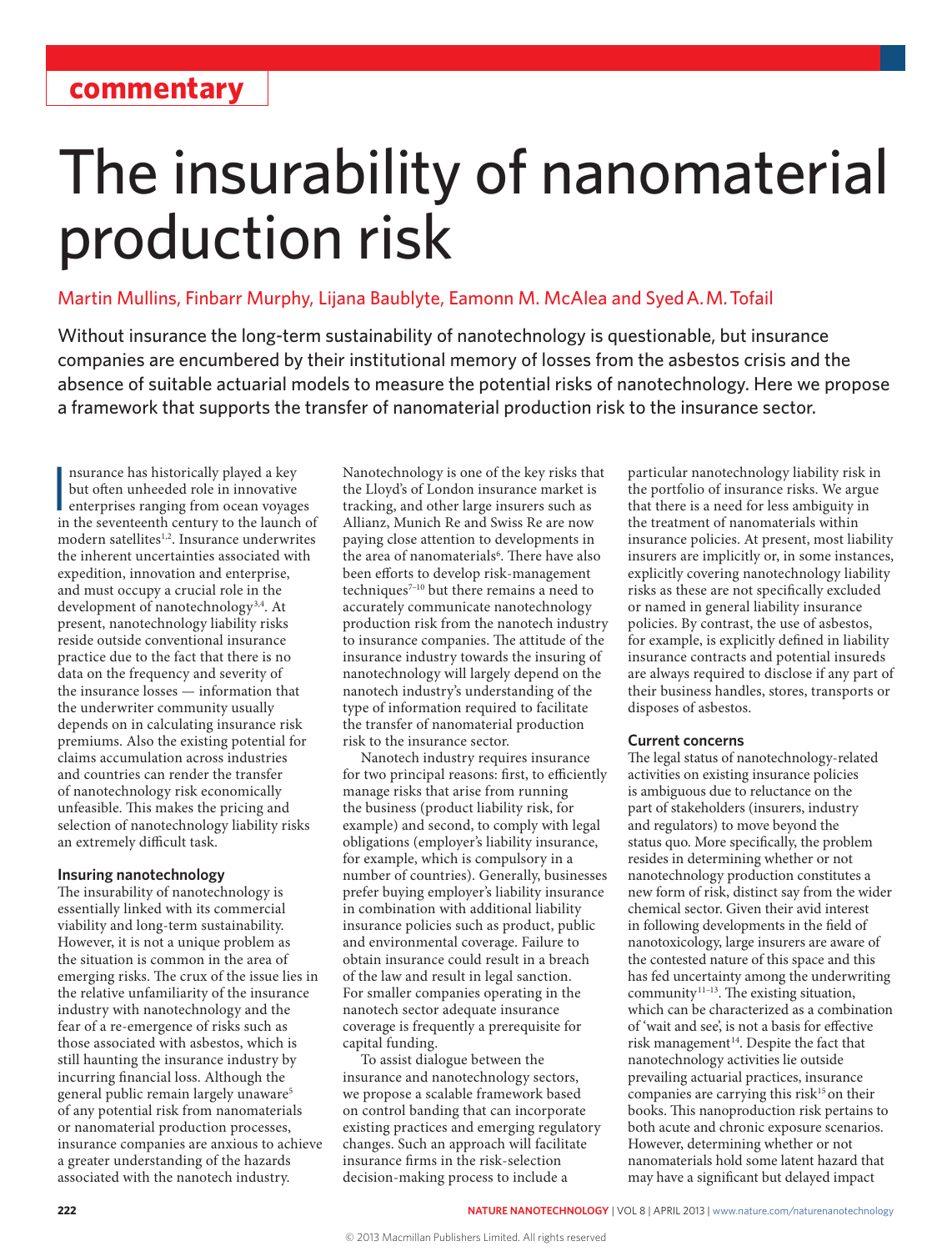commentary

# The insurability of nanomaterial production risk

Martin Mullins, Finbarr Murphy, Lijana Baublyte, Eamonn M. McAlea and Syed A. M. Tofail

Without insurance the long-term sustainability of nanotechnology is questionable, but insurance companies are encumbered by their institutional memory of losses from the asbestos crisis and the absence of suitable actuarial models to measure the potential risks of nanotechnology. Here we propose a framework that supports the transfer of nanomaterial production risk to the insurance sector.

Insurance has historically played a key but often unheeded role in innovative enterprises ranging from ocean voyages in the seventeenth century to the launch of modern satellites[1,2]. Insurance underwrites the inherent uncertainties associated with expedition, innovation and enterprise, and must occupy a crucial role in the development of nanotechnology[3,4]. At present, nanotechnology liability risks reside outside conventional insurance practice due to the fact that there is no data on the frequency and severity of the insurance losses — information that the underwriter community usually depends on in calculating insurance risk premiums. Also the existing potential for claims accumulation across industries and countries can render the transfer of nanotechnology risk economically unfeasible. This makes the pricing and selection of nanotechnology liability risks an extremely difficult task.

## Insuring nanotechnology

The insurability of nanotechnology is essentially linked with its commercial viability and long-term sustainability. However, it is not a unique problem as the situation is common in the area of emerging risks. The crux of the issue lies in the relative unfamiliarity of the insurance industry with nanotechnology and the fear of a re-emergence of risks such as those associated with asbestos, which is still haunting the insurance industry by incurring financial loss. Although the general public remain largely unaware[5] of any potential risk from nanomaterials or nanomaterial production processes, insurance companies are anxious to achieve a greater understanding of the hazards associated with the nanotech industry. Nanotechnology is one of the key risks that the Lloyd's of London insurance market is tracking, and other large insurers such as Allianz, Munich Re and Swiss Re are now paying close attention to developments in the area of nanomaterials[6]. There have also been efforts to develop risk-management techniques[7–10] but there remains a need to accurately communicate nanotechnology production risk from the nanotech industry to insurance companies. The attitude of the insurance industry towards the insuring of nanotechnology will largely depend on the nanotech industry's understanding of the type of information required to facilitate the transfer of nanomaterial production risk to the insurance sector.

Nanotech industry requires insurance for two principal reasons: first, to efficiently manage risks that arise from running the business (product liability risk, for example) and second, to comply with legal obligations (employer's liability insurance, for example, which is compulsory in a number of countries). Generally, businesses prefer buying employer's liability insurance in combination with additional liability insurance policies such as product, public and environmental coverage. Failure to obtain insurance could result in a breach of the law and result in legal sanction. For smaller companies operating in the nanotech sector adequate insurance coverage is frequently a prerequisite for capital funding.

To assist dialogue between the insurance and nanotechnology sectors, we propose a scalable framework based on control banding that can incorporate existing practices and emerging regulatory changes. Such an approach will facilitate insurance firms in the risk-selection decision-making process to include a particular nanotechnology liability risk in the portfolio of insurance risks. We argue that there is a need for less ambiguity in the treatment of nanomaterials within insurance policies. At present, most liability insurers are implicitly or, in some instances, explicitly covering nanotechnology liability risks as these are not specifically excluded or named in general liability insurance policies. By contrast, the use of asbestos, for example, is explicitly defined in liability insurance contracts and potential insureds are always required to disclose if any part of their business handles, stores, transports or disposes of asbestos.

## Current concerns

The legal status of nanotechnology-related activities on existing insurance policies is ambiguous due to reluctance on the part of stakeholders (insurers, industry and regulators) to move beyond the status quo. More specifically, the problem resides in determining whether or not nanotechnology production constitutes a new form of risk, distinct say from the wider chemical sector. Given their avid interest in following developments in the field of nanotoxicology, large insurers are aware of the contested nature of this space and this has fed uncertainty among the underwriting community[11–13]. The existing situation, which can be characterized as a combination of 'wait and see', is not a basis for effective risk management[14]. Despite the fact that nanotechnology activities lie outside prevailing actuarial practices, insurance companies are carrying this risk[15] on their books. This nanoproduction risk pertains to both acute and chronic exposure scenarios. However, determining whether or not nanomaterials hold some latent hazard that may have a significant but delayed impact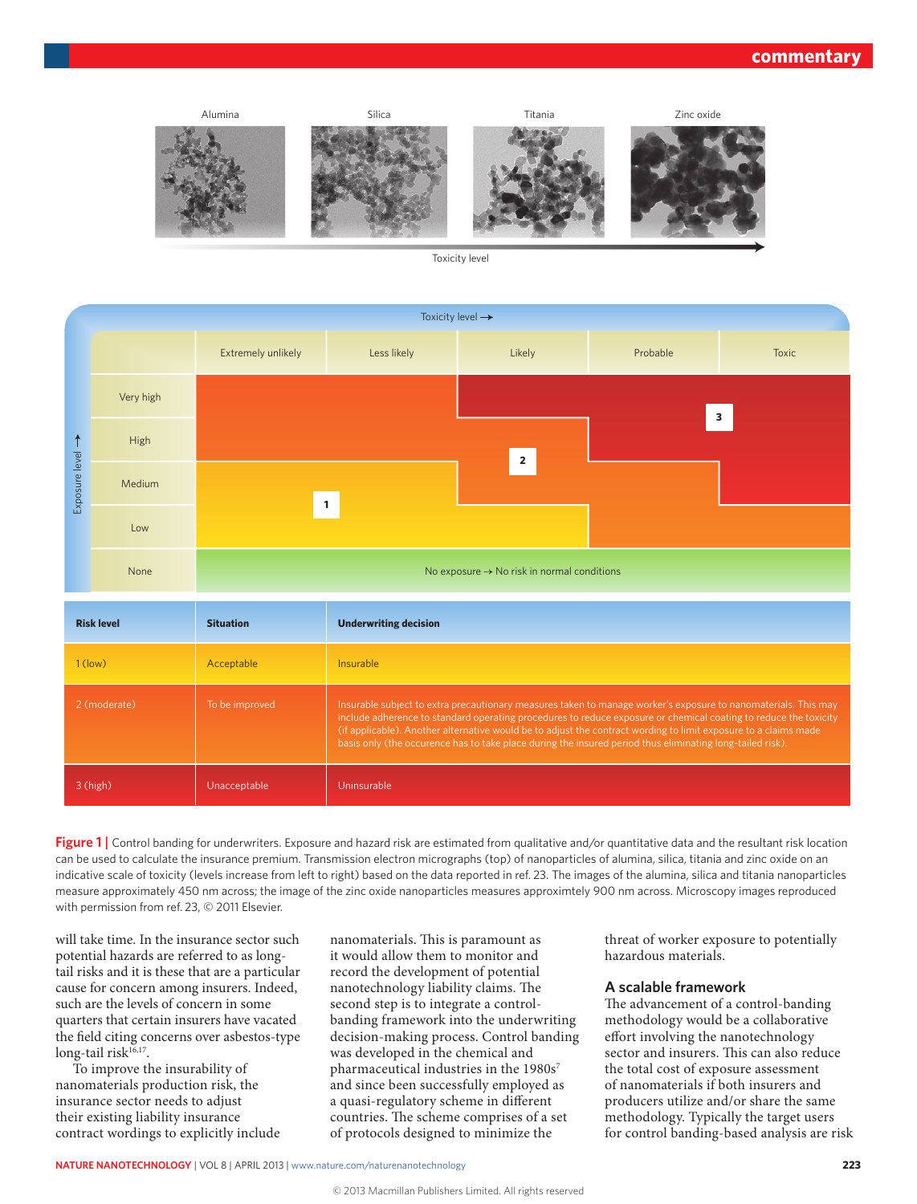| Risk level | Situation | Underwriting decision |
|---|---|---|
| 1 (low) | Acceptable | Insurable |
| 2 (moderate) | To be improved | Insurable subject to extra precautionary measures taken to manage worker's exposure to nanomaterials. This may include adherence to standard operating procedures to reduce exposure or chemical coating to reduce the toxicity (if applicable). Another alternative would be to adjust the contract wording to limit exposure to a claims made basis only (the occurence has to take place during the insured period thus eliminating long-tailed risk). |
| 3 (high) | Unacceptable | Uninsurable |

**Figure 1 |** Control banding for underwriters. Exposure and hazard risk are estimated from qualitative and/or quantitative data and the resultant risk location can be used to calculate the insurance premium. Transmission electron micrographs (top) of nanoparticles of alumina, silica, titania and zinc oxide on an indicative scale of toxicity (levels increase from left to right) based on the data reported in ref. 23. The images of the alumina, silica and titania nanoparticles measure approximately 450 nm across; the image of the zinc oxide nanoparticles measures approximtely 900 nm across. Microscopy images reproduced with permission from ref. 23, © 2011 Elsevier.

will take time. In the insurance sector such potential hazards are referred to as long-tail risks and it is these that are a particular cause for concern among insurers. Indeed, such are the levels of concern in some quarters that certain insurers have vacated the field citing concerns over asbestos-type long-tail risk[16,17].

To improve the insurability of nanomaterials production risk, the insurance sector needs to adjust their existing liability insurance contract wordings to explicitly include nanomaterials. This is paramount as it would allow them to monitor and record the development of potential nanotechnology liability claims. The second step is to integrate a control-banding framework into the underwriting decision-making process. Control banding was developed in the chemical and pharmaceutical industries in the 1980s[7] and since been successfully employed as a quasi-regulatory scheme in different countries. The scheme comprises of a set of protocols designed to minimize the threat of worker exposure to potentially hazardous materials.

## A scalable framework

The advancement of a control-banding methodology would be a collaborative effort involving the nanotechnology sector and insurers. This can also reduce the total cost of exposure assessment of nanomaterials if both insurers and producers utilize and/or share the same methodology. Typically the target users for control banding-based analysis are risk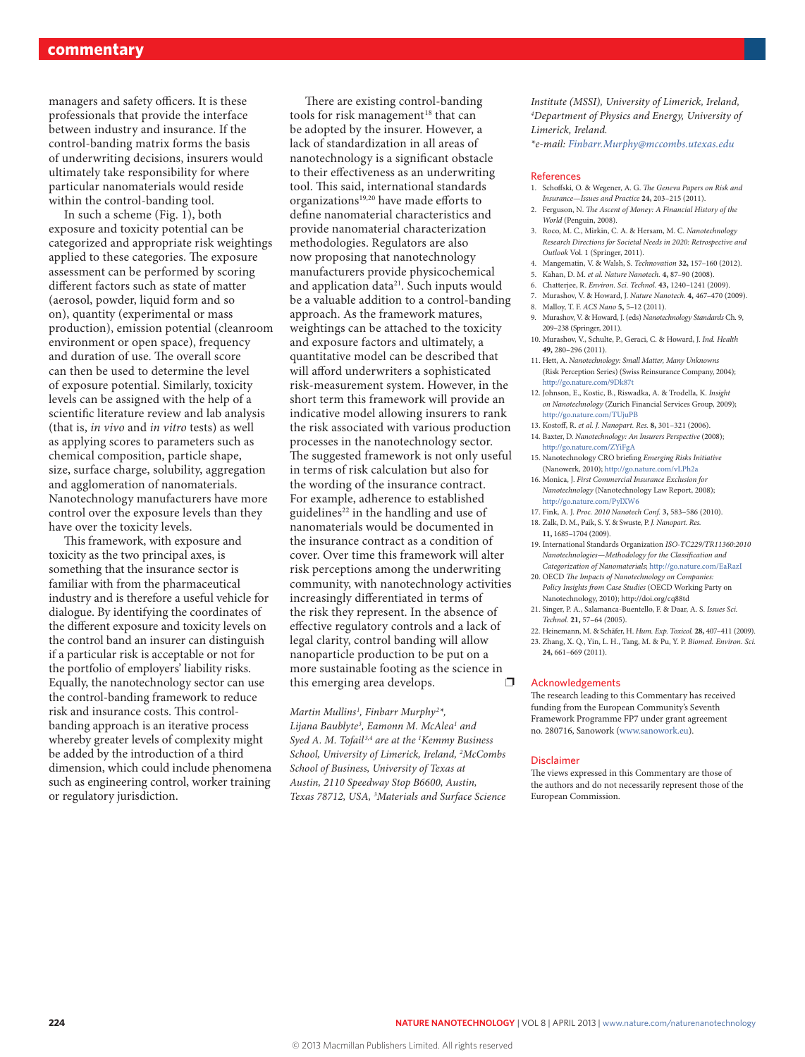managers and safety officers. It is these professionals that provide the interface between industry and insurance. If the control-banding matrix forms the basis of underwriting decisions, insurers would ultimately take responsibility for where particular nanomaterials would reside within the control-banding tool.

In such a scheme (Fig. 1), both exposure and toxicity potential can be categorized and appropriate risk weightings applied to these categories. The exposure assessment can be performed by scoring different factors such as state of matter (aerosol, powder, liquid form and so on), quantity (experimental or mass production), emission potential (cleanroom environment or open space), frequency and duration of use. The overall score can then be used to determine the level of exposure potential. Similarly, toxicity levels can be assigned with the help of a scientific literature review and lab analysis (that is, *in vivo* and *in vitro* tests) as well as applying scores to parameters such as chemical composition, particle shape, size, surface charge, solubility, aggregation and agglomeration of nanomaterials. Nanotechnology manufacturers have more control over the exposure levels than they have over the toxicity levels.

This framework, with exposure and toxicity as the two principal axes, is something that the insurance sector is familiar with from the pharmaceutical industry and is therefore a useful vehicle for dialogue. By identifying the coordinates of the different exposure and toxicity levels on the control band an insurer can distinguish if a particular risk is acceptable or not for the portfolio of employers' liability risks. Equally, the nanotechnology sector can use the control-banding framework to reduce risk and insurance costs. This control-banding approach is an iterative process whereby greater levels of complexity might be added by the introduction of a third dimension, which could include phenomena such as engineering control, worker training or regulatory jurisdiction.

There are existing control-banding tools for risk management[18] that can be adopted by the insurer. However, a lack of standardization in all areas of nanotechnology is a significant obstacle to their effectiveness as an underwriting tool. This said, international standards organizations[19,20] have made efforts to define nanomaterial characteristics and provide nanomaterial characterization methodologies. Regulators are also now proposing that nanotechnology manufacturers provide physicochemical and application data[21]. Such inputs would be a valuable addition to a control-banding approach. As the framework matures, weightings can be attached to the toxicity and exposure factors and ultimately, a quantitative model can be described that will afford underwriters a sophisticated risk-measurement system. However, in the short term this framework will provide an indicative model allowing insurers to rank the risk associated with various production processes in the nanotechnology sector. The suggested framework is not only useful in terms of risk calculation but also for the wording of the insurance contract. For example, adherence to established guidelines[22] in the handling and use of nanomaterials would be documented in the insurance contract as a condition of cover. Over time this framework will alter risk perceptions among the underwriting community, with nanotechnology activities increasingly differentiated in terms of the risk they represent. In the absence of effective regulatory controls and a lack of legal clarity, control banding will allow nanoparticle production to be put on a more sustainable footing as the science in this emerging area develops. ❐

*Martin Mullins[1], Finbarr Murphy[2]\*, Lijana Baublyte[3], Eamonn M. McAlea[1] and Syed A. M. Tofail[3,4] are at the [1]Kemmy Business School, University of Limerick, Ireland, [2]McCombs School of Business, University of Texas at Austin, 2110 Speedway Stop B6600, Austin, Texas 78712, USA, [3]Materials and Surface Science Institute (MSSI), University of Limerick, Ireland, [4]Department of Physics and Energy, University of Limerick, Ireland.*
*\*e-mail: Finbarr.Murphy@mccombs.utexas.edu*

## References

1. Schoffski, O. & Wegener, A. G. *The Geneva Papers on Risk and Insurance—Issues and Practice* **24,** 203–215 (2011).
2. Ferguson, N. *The Ascent of Money: A Financial History of the World* (Penguin, 2008).
3. Roco, M. C., Mirkin, C. A. & Hersam, M. C. *Nanotechnology Research Directions for Societal Needs in 2020: Retrospective and Outlook* Vol. 1 (Springer, 2011).
4. Mangematin, V. & Walsh, S. *Technovation* **32,** 157–160 (2012).
5. Kahan, D. M. *et al. Nature Nanotech.* **4,** 87–90 (2008).
6. Chatterjee, R. *Environ. Sci. Technol.* **43,** 1240–1241 (2009).
7. Murashov, V. & Howard, J. *Nature Nanotech.* **4,** 467–470 (2009).
8. Malloy, T. F. *ACS Nano* **5,** 5–12 (2011).
9. Murashov, V. & Howard, J. (eds) *Nanotechnology Standards* Ch. 9, 209–238 (Springer, 2011).
10. Murashov, V., Schulte, P., Geraci, C. & Howard, J. *Ind. Health* **49,** 280–296 (2011).
11. Hett, A. *Nanotechnology: Small Matter, Many Unknowns* (Risk Perception Series) (Swiss Reinsurance Company, 2004); http://go.nature.com/9Dk87t
12. Johnson, E., Kostic, B., Riswadka, A. & Trodella, K. *Insight on Nanotechnology* (Zurich Financial Services Group, 2009); http://go.nature.com/TUjuPB
13. Kostoff, R. *et al. J. Nanopart. Res.* **8,** 301–321 (2006).
14. Baxter, D. *Nanotechnology: An Insurers Perspective* (2008); http://go.nature.com/ZYiFgA
15. Nanotechnology CRO briefing *Emerging Risks Initiative* (Nanowerk, 2010); http://go.nature.com/vLPh2a
16. Monica, J. *First Commercial Insurance Exclusion for Nanotechnology* (Nanotechnology Law Report, 2008); http://go.nature.com/PylXW6
17. Fink, A. J. *Proc. 2010 Nanotech Conf.* **3,** 583–586 (2010).
18. Zalk, D. M., Paik, S. Y. & Swuste, P. *J. Nanopart. Res.* **11,** 1685–1704 (2009).
19. International Standards Organization *ISO-TC229/TR11360:2010 Nanotechnologies—Methodology for the Classification and Categorization of Nanomaterials*; http://go.nature.com/EaRazI
20. OECD *The Impacts of Nanotechnology on Companies: Policy Insights from Case Studies* (OECD Working Party on Nanotechnology, 2010); http://doi.org/cq88td
21. Singer, P. A., Salamanca-Buentello, F. & Daar, A. S. *Issues Sci. Technol.* **21,** 57–64 (2005).
22. Heinemann, M. & Schäfer, H. *Hum. Exp. Toxicol.* **28,** 407–411 (2009).
23. Zhang, X. Q., Yin, L. H., Tang, M. & Pu, Y. P. *Biomed. Environ. Sci.* **24,** 661–669 (2011).

## Acknowledgements

The research leading to this Commentary has received funding from the European Community's Seventh Framework Programme FP7 under grant agreement no. 280716, Sanowork (www.sanowork.eu).

## Disclaimer

The views expressed in this Commentary are those of the authors and do not necessarily represent those of the European Commission.